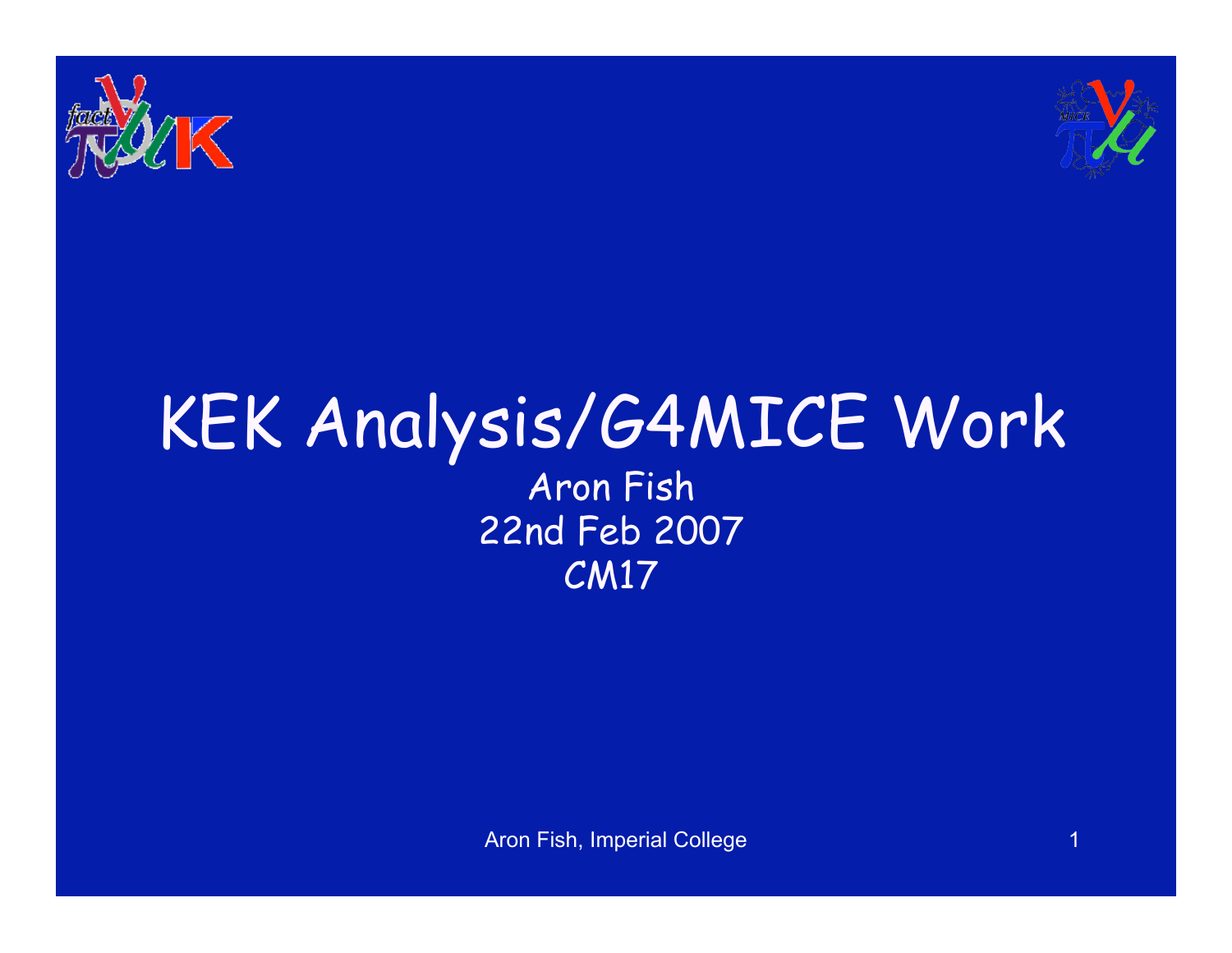# KEK Analysis/G4MICE Work

Aron Fish

22nd Feb 2007

CM17

Aron Fish, Imperial College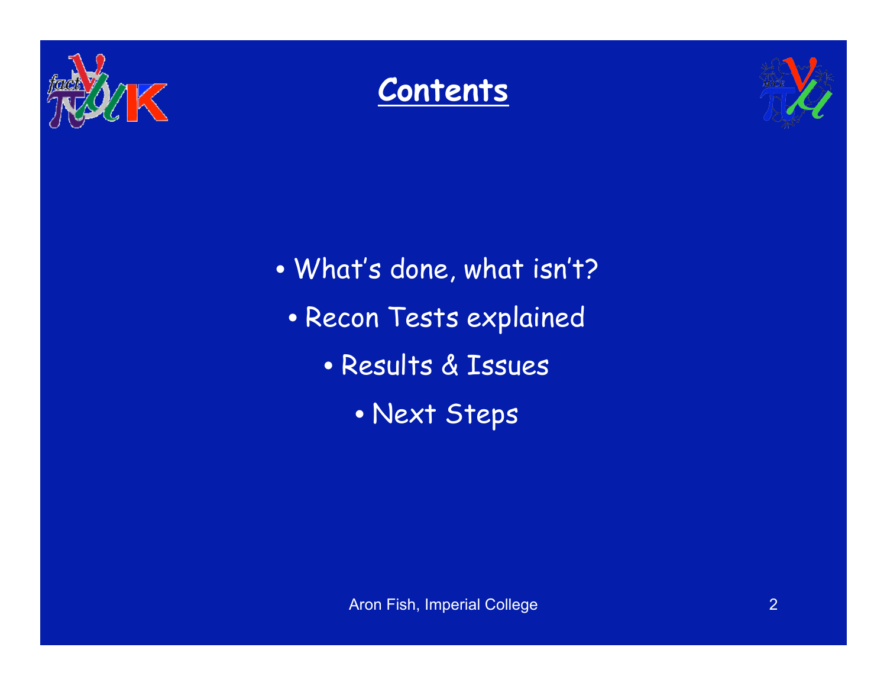# Contents

- What's done, what isn't?
- Recon Tests explained
- Results & Issues
- Next Steps

Aron Fish, Imperial College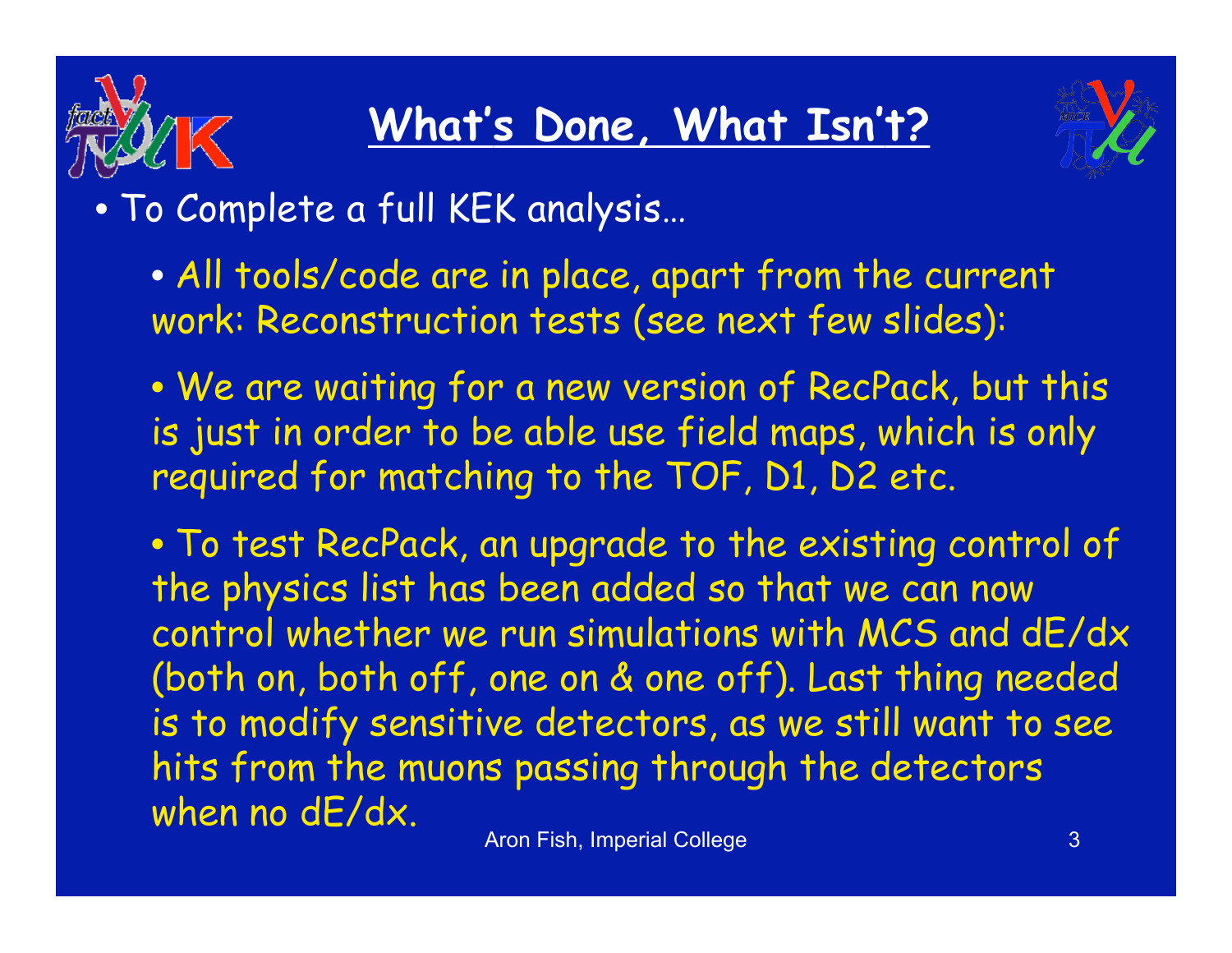# What's Done, What Isn't?

- To Complete a full KEK analysis…
  - All tools/code are in place, apart from the current work: Reconstruction tests (see next few slides):
  - We are waiting for a new version of RecPack, but this is just in order to be able use field maps, which is only required for matching to the TOF, D1, D2 etc.
  - To test RecPack, an upgrade to the existing control of the physics list has been added so that we can now control whether we run simulations with MCS and dE/dx (both on, both off, one on & one off). Last thing needed is to modify sensitive detectors, as we still want to see hits from the muons passing through the detectors when no dE/dx.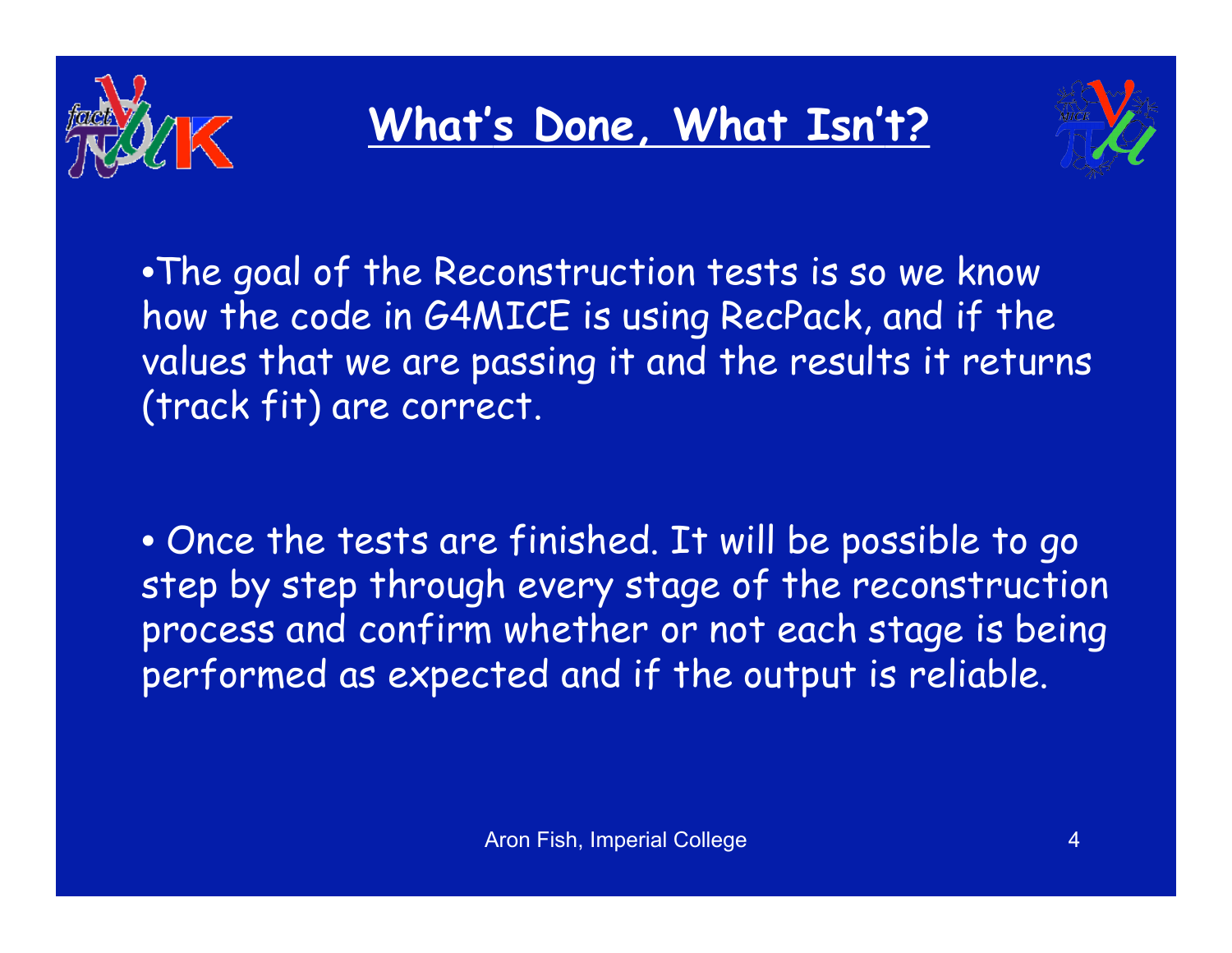# What's Done, What Isn't?

- The goal of the Reconstruction tests is so we know how the code in G4MICE is using RecPack, and if the values that we are passing it and the results it returns (track fit) are correct.

- Once the tests are finished. It will be possible to go step by step through every stage of the reconstruction process and confirm whether or not each stage is being performed as expected and if the output is reliable.

Aron Fish, Imperial College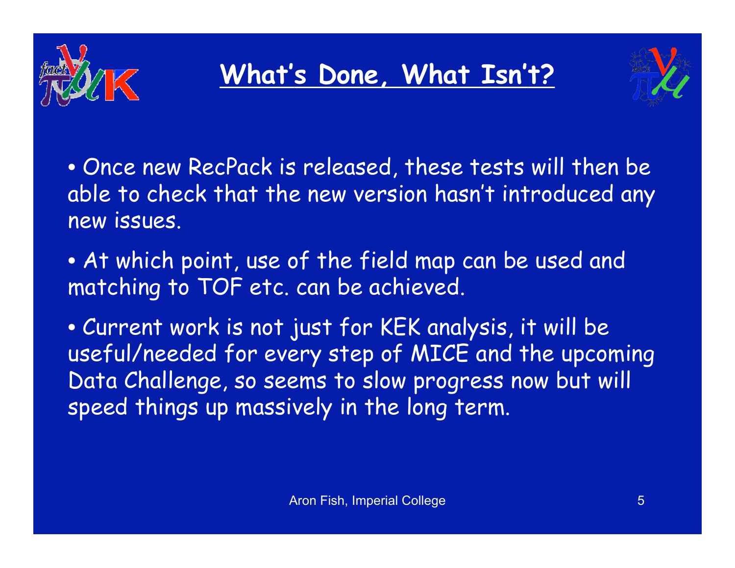# What's Done, What Isn't?

- Once new RecPack is released, these tests will then be able to check that the new version hasn't introduced any new issues.
- At which point, use of the field map can be used and matching to TOF etc. can be achieved.
- Current work is not just for KEK analysis, it will be useful/needed for every step of MICE and the upcoming Data Challenge, so seems to slow progress now but will speed things up massively in the long term.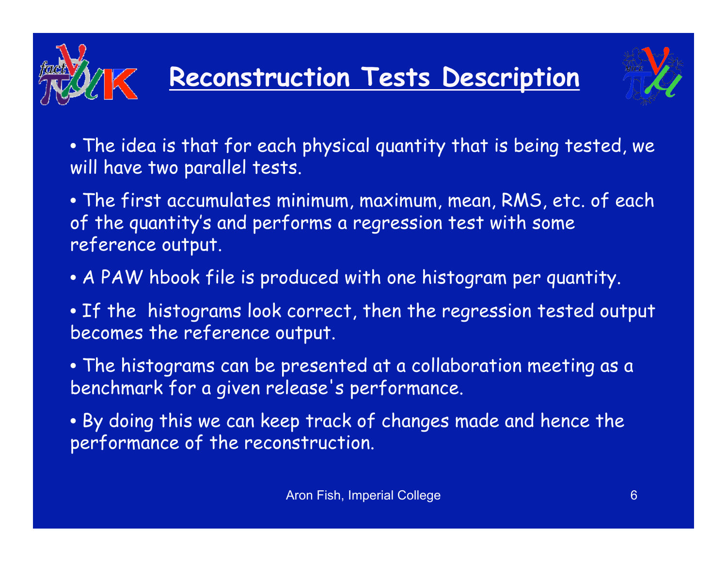# Reconstruction Tests Description

- The idea is that for each physical quantity that is being tested, we will have two parallel tests.
- The first accumulates minimum, maximum, mean, RMS, etc. of each of the quantity's and performs a regression test with some reference output.
- A PAW hbook file is produced with one histogram per quantity.
- If the histograms look correct, then the regression tested output becomes the reference output.
- The histograms can be presented at a collaboration meeting as a benchmark for a given release's performance.
- By doing this we can keep track of changes made and hence the performance of the reconstruction.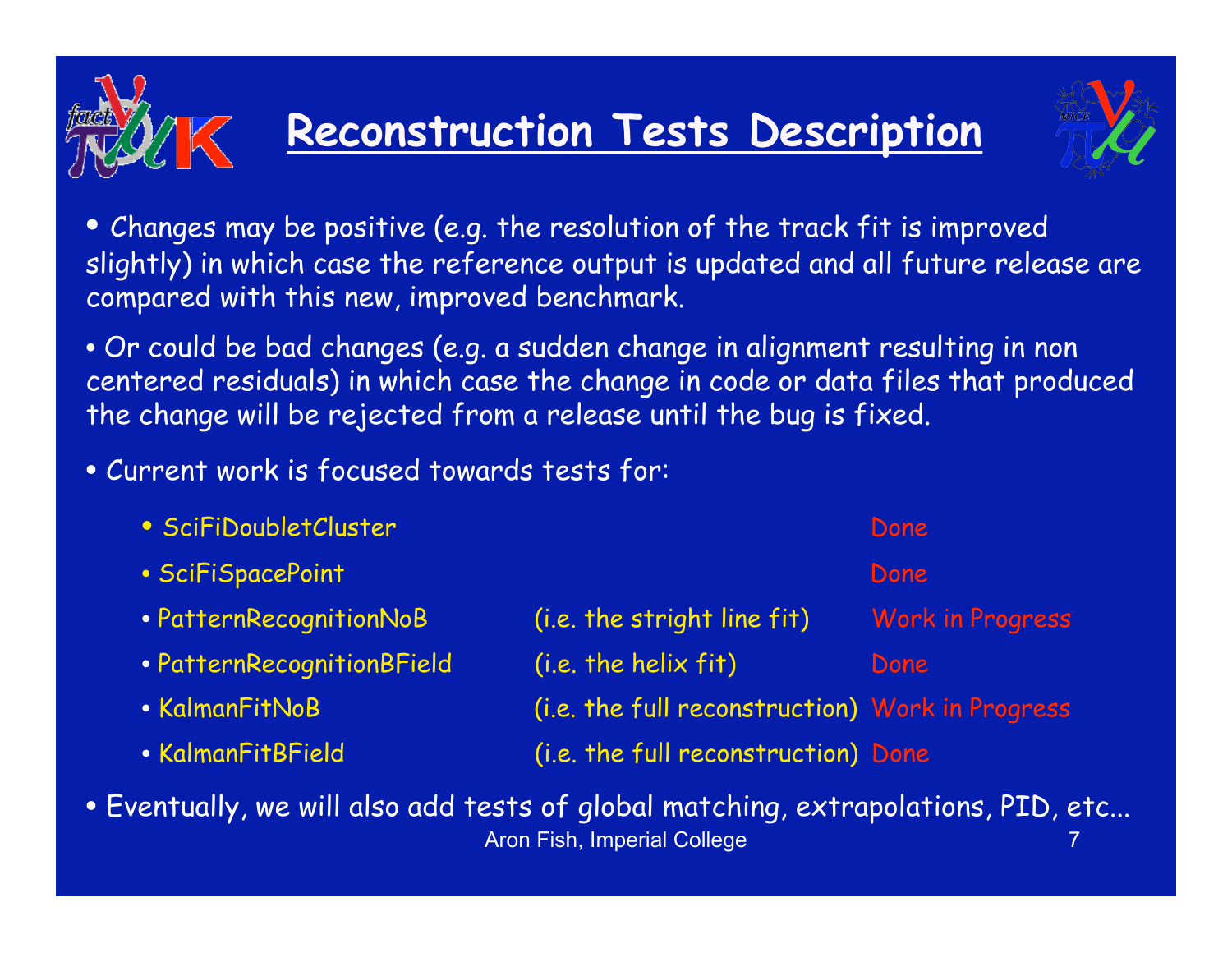# Reconstruction Tests Description

- Changes may be positive (e.g. the resolution of the track fit is improved slightly) in which case the reference output is updated and all future release are compared with this new, improved benchmark.
- Or could be bad changes (e.g. a sudden change in alignment resulting in non centered residuals) in which case the change in code or data files that produced the change will be rejected from a release until the bug is fixed.
- Current work is focused towards tests for:

| Test | Description | Status |
| --- | --- | --- |
| • SciFiDoubletCluster | | Done |
| • SciFiSpacePoint | | Done |
| • PatternRecognitionNoB | (i.e. the stright line fit) | Work in Progress |
| • PatternRecognitionBField | (i.e. the helix fit) | Done |
| • KalmanFitNoB | (i.e. the full reconstruction) | Work in Progress |
| • KalmanFitBField | (i.e. the full reconstruction) | Done |

- Eventually, we will also add tests of global matching, extrapolations, PID, etc...

Aron Fish, Imperial College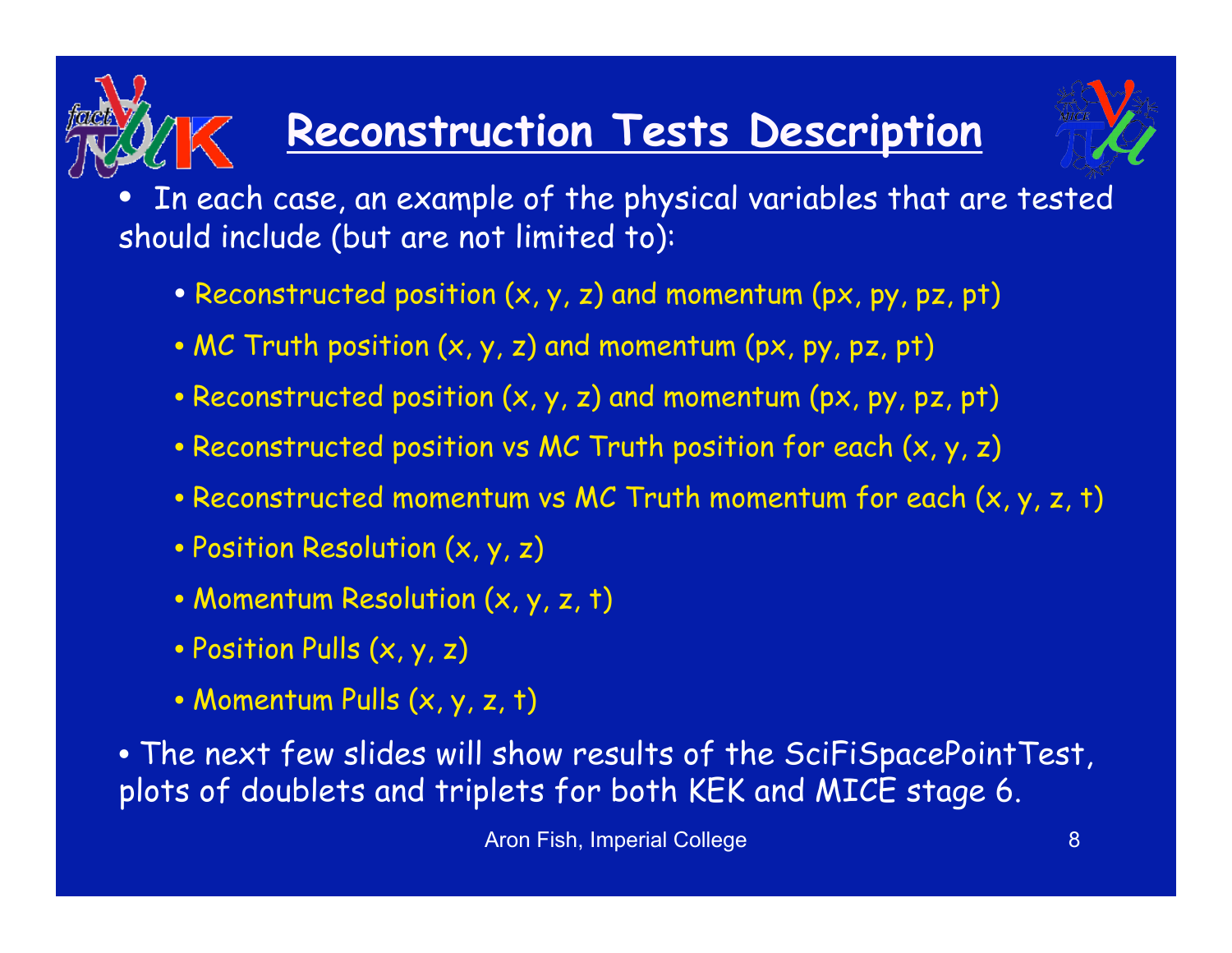# Reconstruction Tests Description

- In each case, an example of the physical variables that are tested should include (but are not limited to):
  - Reconstructed position (x, y, z) and momentum (px, py, pz, pt)
  - MC Truth position (x, y, z) and momentum (px, py, pz, pt)
  - Reconstructed position (x, y, z) and momentum (px, py, pz, pt)
  - Reconstructed position vs MC Truth position for each (x, y, z)
  - Reconstructed momentum vs MC Truth momentum for each (x, y, z, t)
  - Position Resolution (x, y, z)
  - Momentum Resolution (x, y, z, t)
  - Position Pulls (x, y, z)
  - Momentum Pulls (x, y, z, t)
- The next few slides will show results of the SciFiSpacePointTest, plots of doublets and triplets for both KEK and MICE stage 6.

Aron Fish, Imperial College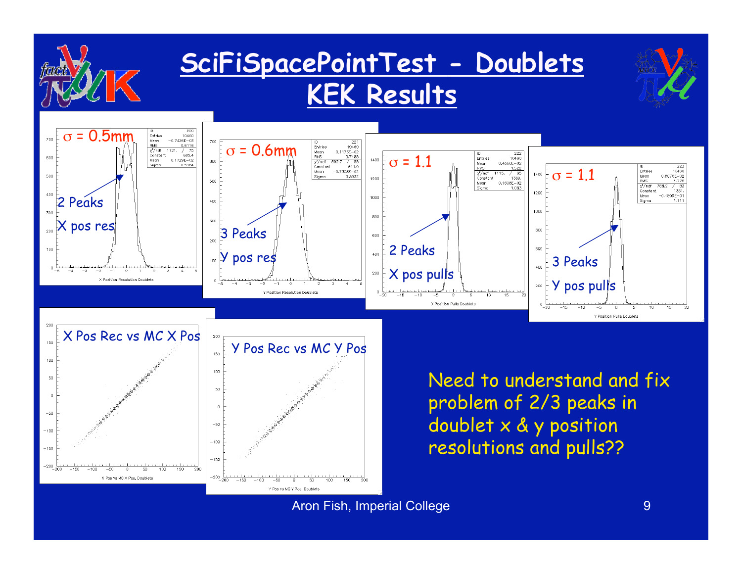# SciFiSpacePointTest - Doublets KEK Results

$\sigma$ = 0.5mm

2 Peaks

X pos res

$\sigma$ = 0.6mm

3 Peaks

Y pos res

$\sigma$ = 1.1

2 Peaks

X pos pulls

$\sigma$ = 1.1

3 Peaks

Y pos pulls

X Pos Rec vs MC X Pos

Y Pos Rec vs MC Y Pos

Need to understand and fix problem of 2/3 peaks in doublet x & y position resolutions and pulls??

Aron Fish, Imperial College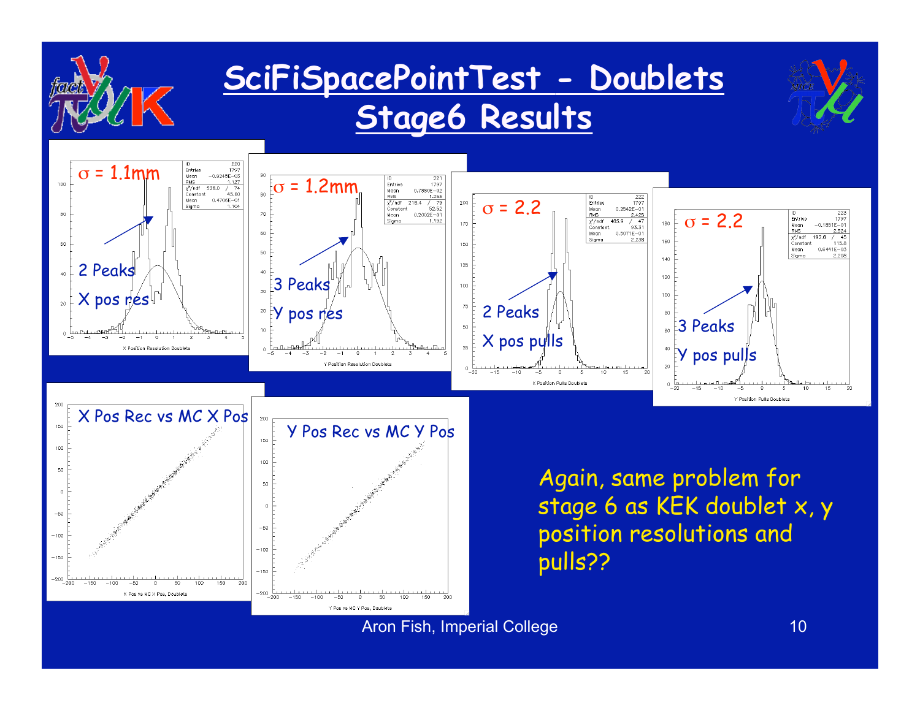# SciFiSpacePointTest - Doublets Stage6 Results

$\sigma$ = 1.1mm

2 Peaks

X pos res

$\sigma$ = 1.2mm

3 Peaks

Y pos res

$\sigma$ = 2.2

2 Peaks

X pos pulls

$\sigma$ = 2.2

3 Peaks

Y pos pulls

X Pos Rec vs MC X Pos

Y Pos Rec vs MC Y Pos

*Again, same problem for stage 6 as KEK doublet x, y position resolutions and pulls??*

Aron Fish, Imperial College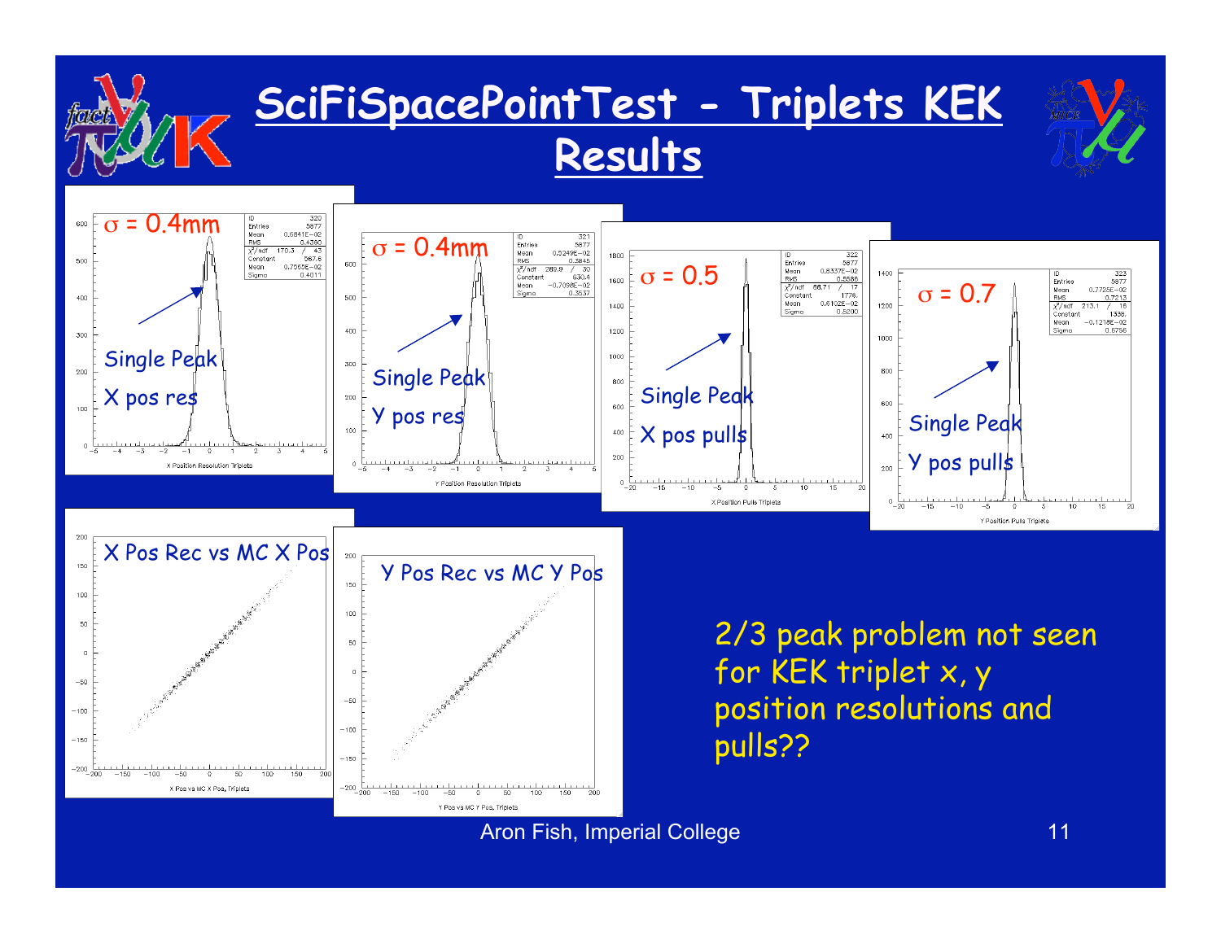# SciFiSpacePointTest - Triplets KEK Results

$\sigma$ = 0.4mm

Single Peak

X pos res

$\sigma$ = 0.4mm

Single Peak

Y pos res

$\sigma$ = 0.5

Single Peak

X pos pulls

$\sigma$ = 0.7

Single Peak

Y pos pulls

X Pos Rec vs MC X Pos

Y Pos Rec vs MC Y Pos

2/3 peak problem not seen for KEK triplet x, y position resolutions and pulls??

Aron Fish, Imperial College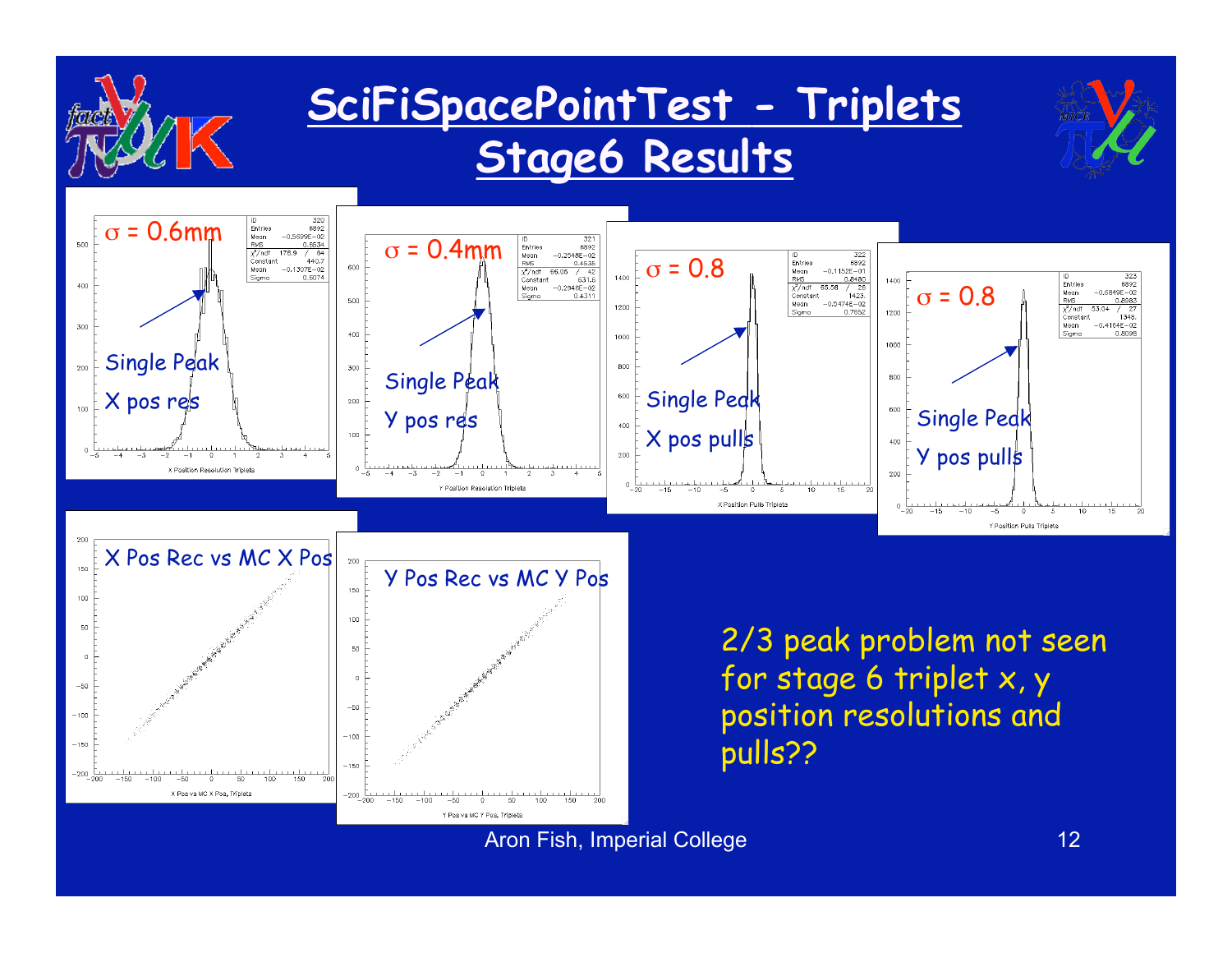# SciFiSpacePointTest - Triplets Stage6 Results

σ = 0.6mm

Single Peak
X pos res

σ = 0.4mm

Single Peak
Y pos res

σ = 0.8

Single Peak
X pos pulls

σ = 0.8

Single Peak
Y pos pulls

X Pos Rec vs MC X Pos

Y Pos Rec vs MC Y Pos

2/3 peak problem not seen for stage 6 triplet x, y position resolutions and pulls??

Aron Fish, Imperial College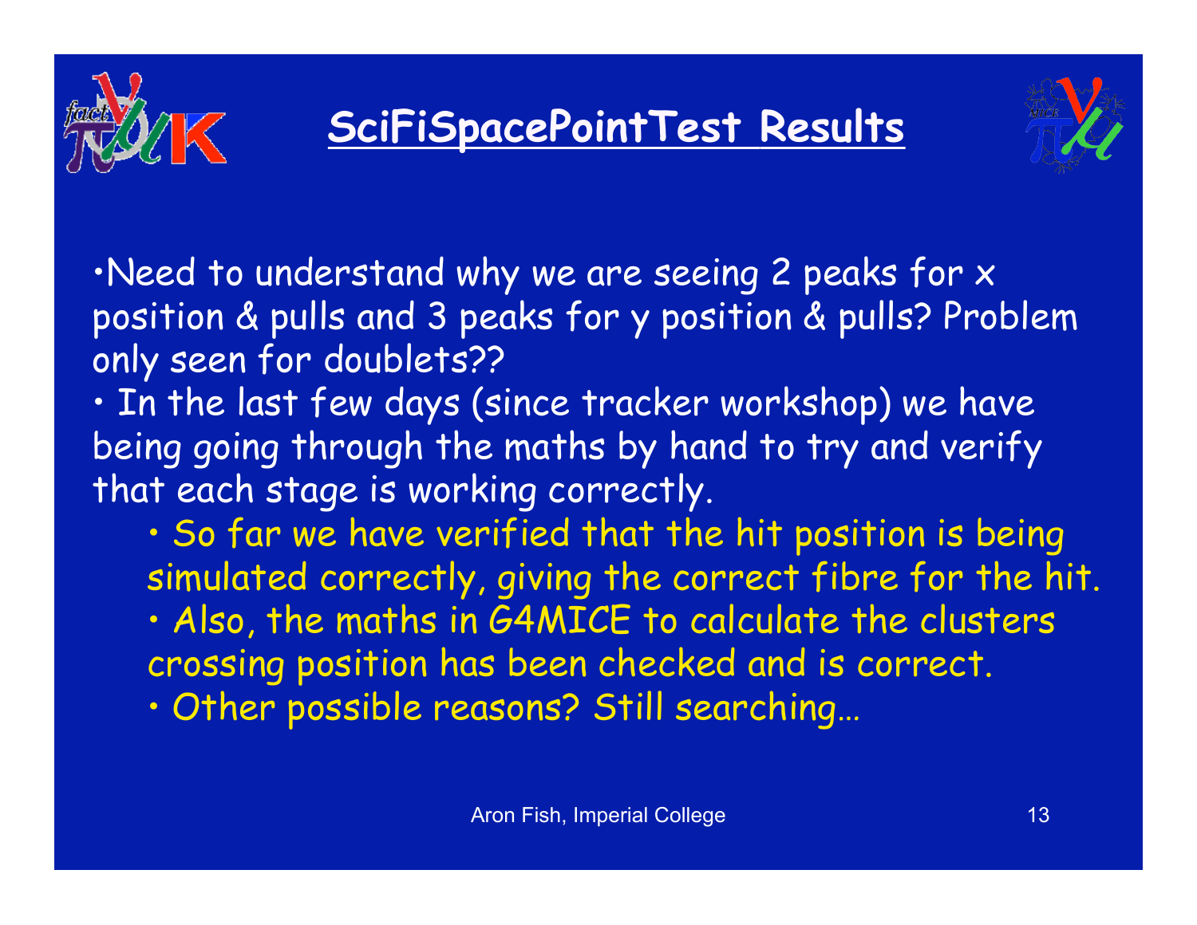# SciFiSpacePointTest Results

- Need to understand why we are seeing 2 peaks for x position & pulls and 3 peaks for y position & pulls? Problem only seen for doublets??
- In the last few days (since tracker workshop) we have being going through the maths by hand to try and verify that each stage is working correctly.
  - So far we have verified that the hit position is being simulated correctly, giving the correct fibre for the hit.
  - Also, the maths in G4MICE to calculate the clusters crossing position has been checked and is correct.
  - Other possible reasons? Still searching…

Aron Fish, Imperial College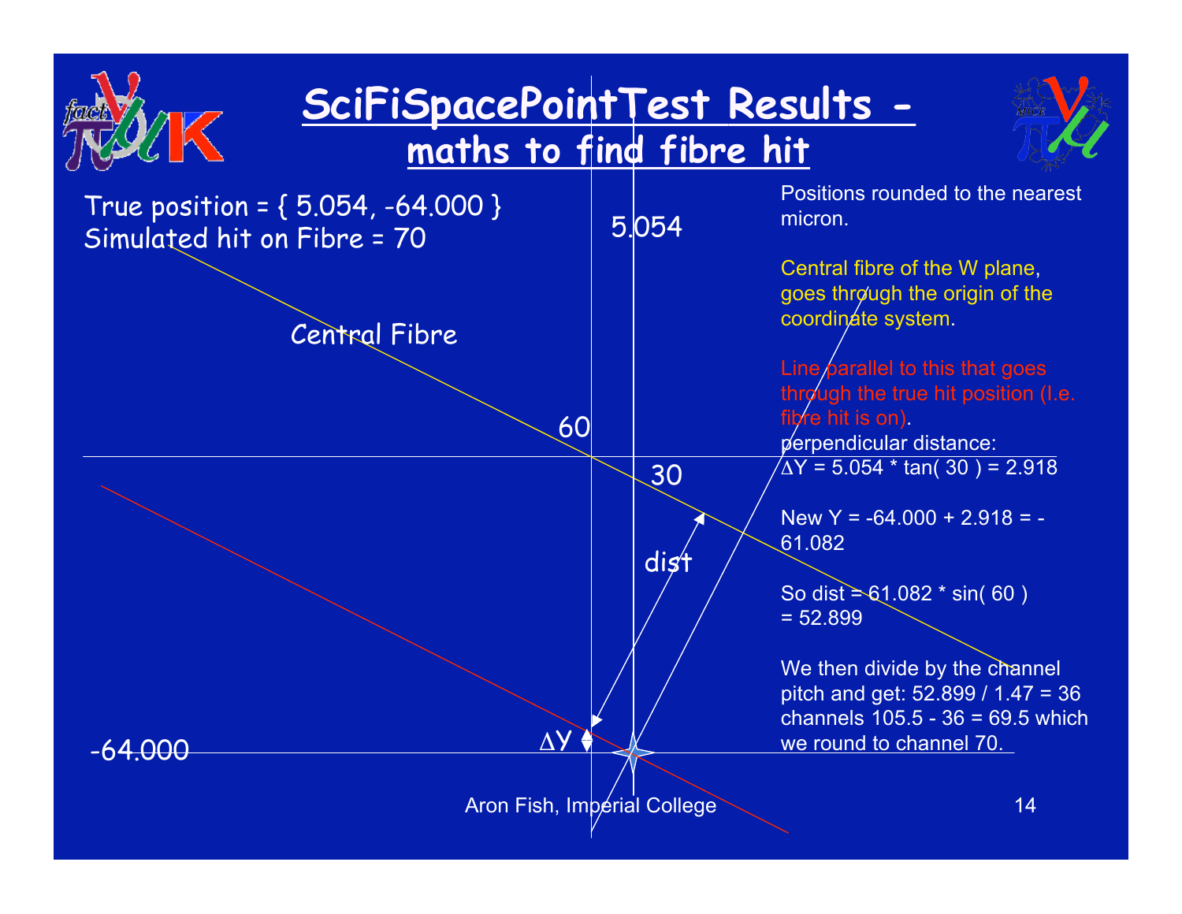# SciFiSpacePointTest Results - maths to find fibre hit

True position = { 5.054, -64.000 }
Simulated hit on Fibre = 70

Central Fibre

5.054

60

30

dist

$\Delta$Y

-64.000

Positions rounded to the nearest micron.

Central fibre of the W plane, goes through the origin of the coordinate system.

Line parallel to this that goes through the true hit position (I.e. fibre hit is on).

perpendicular distance:

$\Delta$Y = 5.054 * tan( 30 ) = 2.918

New Y = -64.000 + 2.918 = -61.082

So dist = 61.082 * sin( 60 ) = 52.899

We then divide by the channel pitch and get: 52.899 / 1.47 = 36 channels 105.5 - 36 = 69.5 which we round to channel 70.

Aron Fish, Imperial College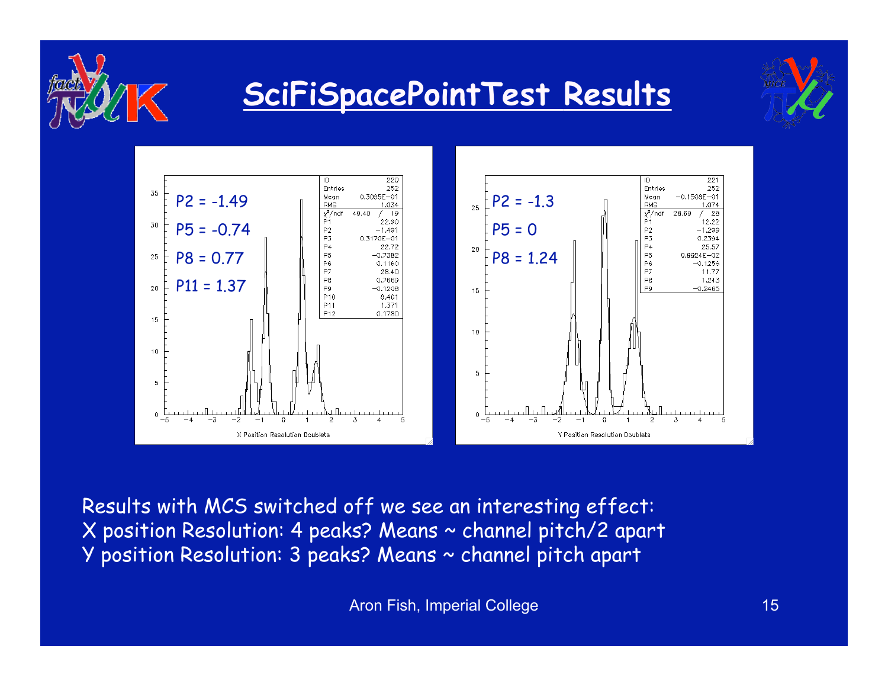# SciFiSpacePointTest Results

P2 = -1.49

P5 = -0.74

P8 = 0.77

P11 = 1.37

| ID | 220 |
|---|---|
| Entries | 252 |
| Mean | 0.3085E−01 |
| RMS | 1.034 |
| $\chi^2$/ndf | 49.40 / 19 |
| P1 | 22.90 |
| P2 | −1.491 |
| P3 | 0.3170E−01 |
| P4 | 22.72 |
| P5 | −0.7382 |
| P6 | 0.1160 |
| P7 | 28.40 |
| P8 | 0.7669 |
| P9 | −0.1206 |
| P10 | 8.461 |
| P11 | 1.371 |
| P12 | 0.1780 |

X Position Resolution Doublets

P2 = -1.3

P5 = 0

P8 = 1.24

| ID | 221 |
|---|---|
| Entries | 252 |
| Mean | −0.1508E−01 |
| RMS | 1.074 |
| $\chi^2$/ndf | 28.69 / 28 |
| P1 | 12.22 |
| P2 | −1.299 |
| P3 | 0.2394 |
| P4 | 25.57 |
| P5 | 0.9924E−02 |
| P6 | −0.1256 |
| P7 | 11.77 |
| P8 | 1.243 |
| P9 | −0.2465 |

Y Position Resolution Doublets

Results with MCS switched off we see an interesting effect:
X position Resolution: 4 peaks? Means ~ channel pitch/2 apart
Y position Resolution: 3 peaks? Means ~ channel pitch apart

Aron Fish, Imperial College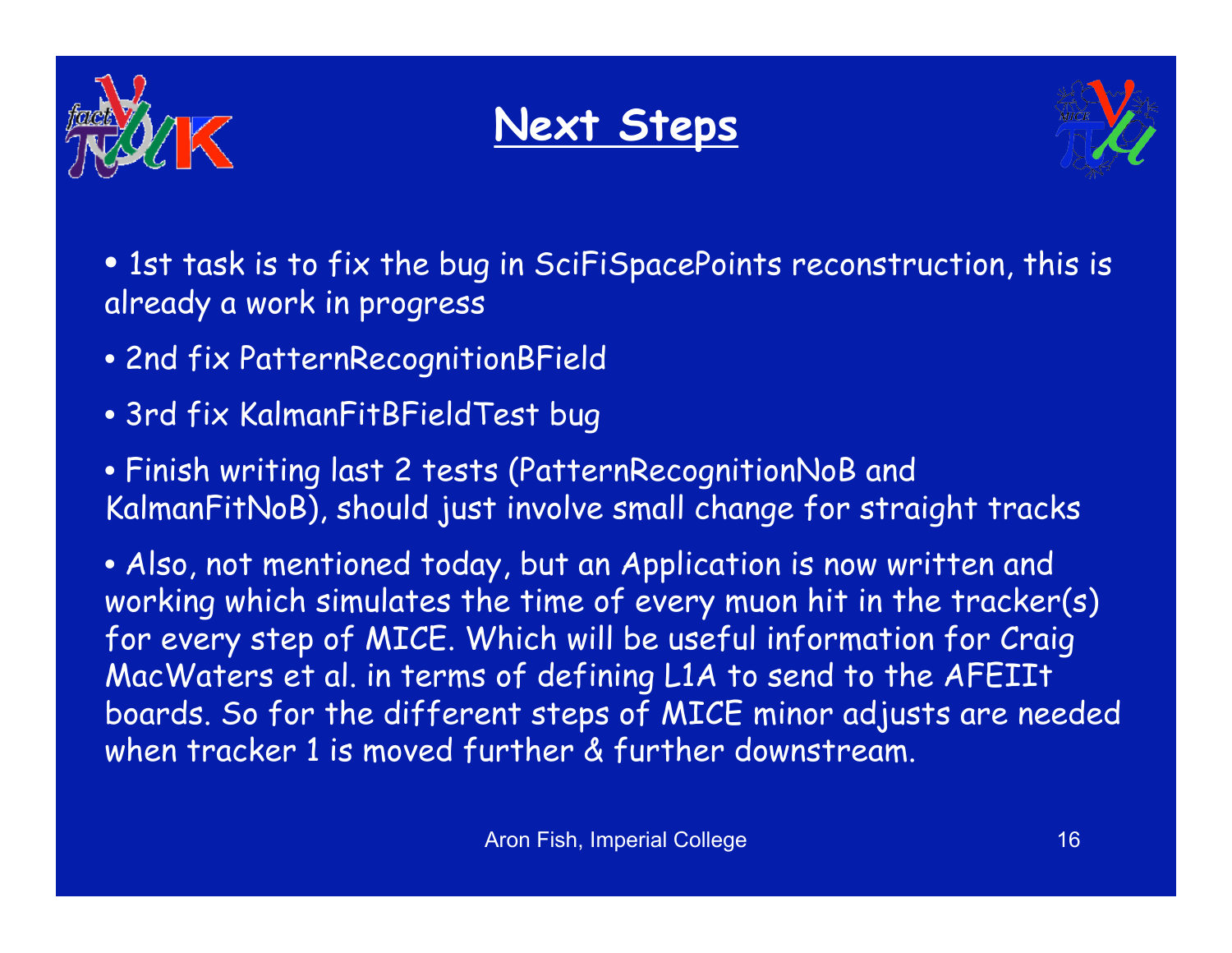# Next Steps

- 1st task is to fix the bug in SciFiSpacePoints reconstruction, this is already a work in progress
- 2nd fix PatternRecognitionBField
- 3rd fix KalmanFitBFieldTest bug
- Finish writing last 2 tests (PatternRecognitionNoB and KalmanFitNoB), should just involve small change for straight tracks
- Also, not mentioned today, but an Application is now written and working which simulates the time of every muon hit in the tracker(s) for every step of MICE. Which will be useful information for Craig MacWaters et al. in terms of defining L1A to send to the AFEIIt boards. So for the different steps of MICE minor adjusts are needed when tracker 1 is moved further & further downstream.

Aron Fish, Imperial College